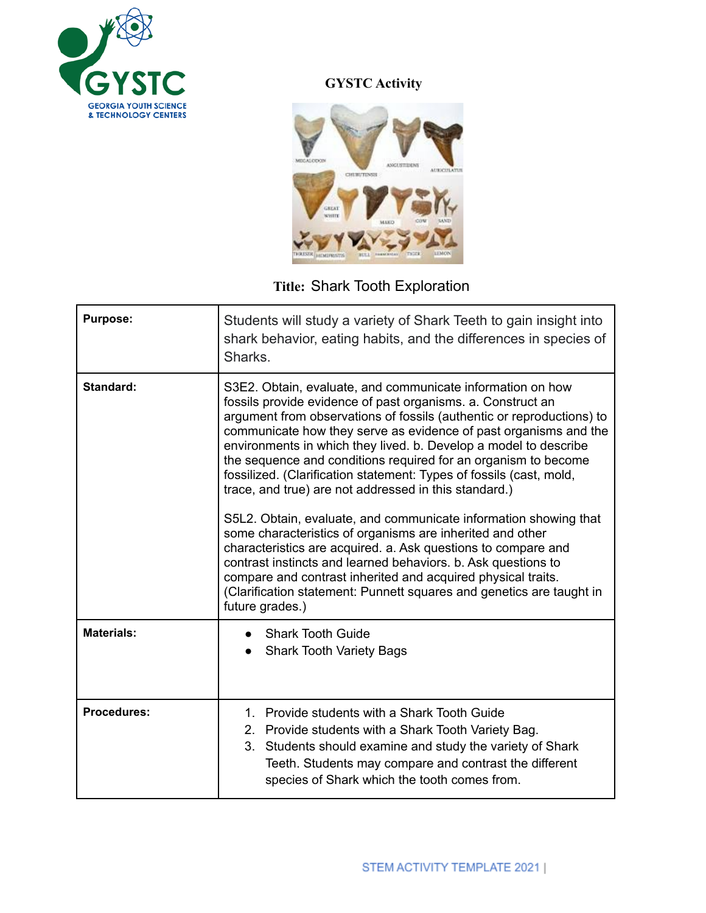GEORGIA YOUTH SCIENCE & TECHNOLOGY CENTERS

**GYSTC Activity**

**Title:** Shark Tooth Exploration

| **Purpose:** | Students will study a variety of Shark Teeth to gain insight into shark behavior, eating habits, and the differences in species of Sharks. |
|---|---|
| **Standard:** | S3E2. Obtain, evaluate, and communicate information on how fossils provide evidence of past organisms. a. Construct an argument from observations of fossils (authentic or reproductions) to communicate how they serve as evidence of past organisms and the environments in which they lived. b. Develop a model to describe the sequence and conditions required for an organism to become fossilized. (Clarification statement: Types of fossils (cast, mold, trace, and true) are not addressed in this standard.)<br><br>S5L2. Obtain, evaluate, and communicate information showing that some characteristics of organisms are inherited and other characteristics are acquired. a. Ask questions to compare and contrast instincts and learned behaviors. b. Ask questions to compare and contrast inherited and acquired physical traits. (Clarification statement: Punnett squares and genetics are taught in future grades.) |
| **Materials:** | • Shark Tooth Guide<br>• Shark Tooth Variety Bags |
| **Procedures:** | 1. Provide students with a Shark Tooth Guide<br>2. Provide students with a Shark Tooth Variety Bag.<br>3. Students should examine and study the variety of Shark Teeth. Students may compare and contrast the different species of Shark which the tooth comes from. |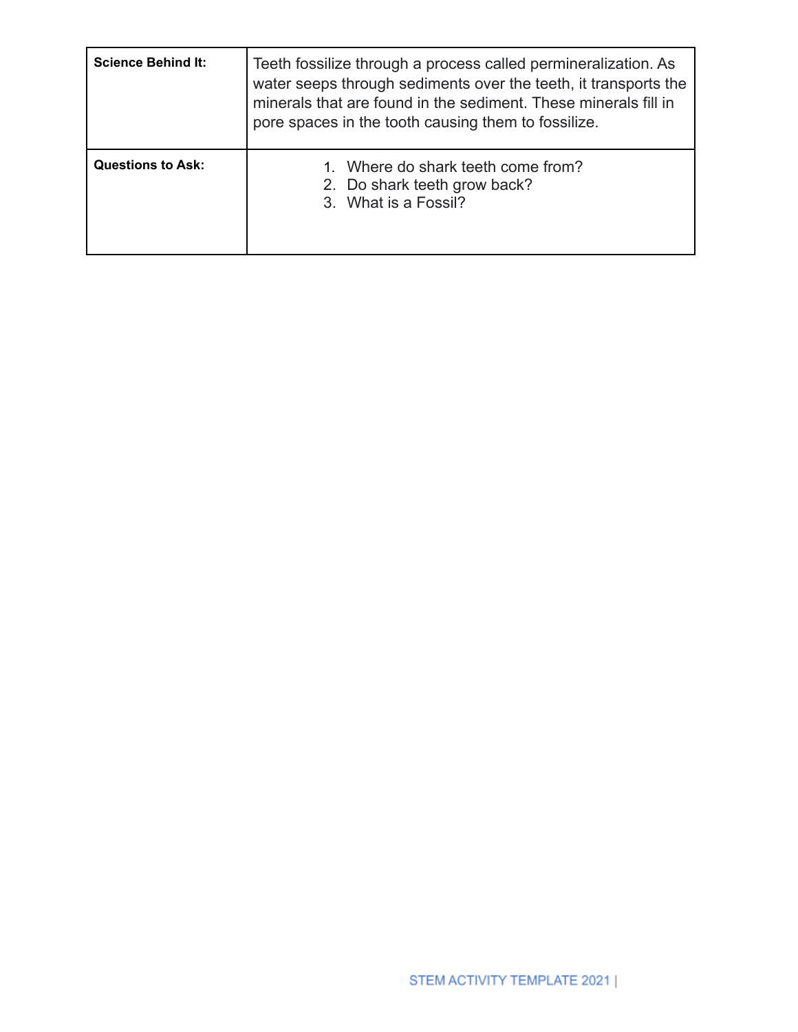| | |
|---|---|
| **Science Behind It:** | Teeth fossilize through a process called permineralization. As water seeps through sediments over the teeth, it transports the minerals that are found in the sediment. These minerals fill in pore spaces in the tooth causing them to fossilize. |
| **Questions to Ask:** | 1. Where do shark teeth come from?<br>2. Do shark teeth grow back?<br>3. What is a Fossil? |